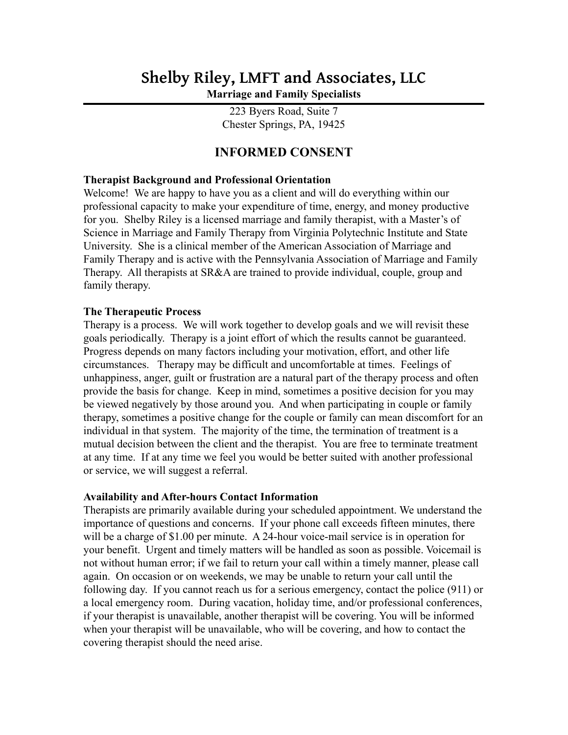# Shelby Riley, LMFT and Associates, LLC

**Marriage and Family Specialists**

223 Byers Road, Suite 7
Chester Springs, PA, 19425

## INFORMED CONSENT

**Therapist Background and Professional Orientation**

Welcome! We are happy to have you as a client and will do everything within our professional capacity to make your expenditure of time, energy, and money productive for you. Shelby Riley is a licensed marriage and family therapist, with a Master's of Science in Marriage and Family Therapy from Virginia Polytechnic Institute and State University. She is a clinical member of the American Association of Marriage and Family Therapy and is active with the Pennsylvania Association of Marriage and Family Therapy. All therapists at SR&A are trained to provide individual, couple, group and family therapy.

**The Therapeutic Process**

Therapy is a process. We will work together to develop goals and we will revisit these goals periodically. Therapy is a joint effort of which the results cannot be guaranteed. Progress depends on many factors including your motivation, effort, and other life circumstances. Therapy may be difficult and uncomfortable at times. Feelings of unhappiness, anger, guilt or frustration are a natural part of the therapy process and often provide the basis for change. Keep in mind, sometimes a positive decision for you may be viewed negatively by those around you. And when participating in couple or family therapy, sometimes a positive change for the couple or family can mean discomfort for an individual in that system. The majority of the time, the termination of treatment is a mutual decision between the client and the therapist. You are free to terminate treatment at any time. If at any time we feel you would be better suited with another professional or service, we will suggest a referral.

**Availability and After-hours Contact Information**

Therapists are primarily available during your scheduled appointment. We understand the importance of questions and concerns. If your phone call exceeds fifteen minutes, there will be a charge of $1.00 per minute. A 24-hour voice-mail service is in operation for your benefit. Urgent and timely matters will be handled as soon as possible. Voicemail is not without human error; if we fail to return your call within a timely manner, please call again. On occasion or on weekends, we may be unable to return your call until the following day. If you cannot reach us for a serious emergency, contact the police (911) or a local emergency room. During vacation, holiday time, and/or professional conferences, if your therapist is unavailable, another therapist will be covering. You will be informed when your therapist will be unavailable, who will be covering, and how to contact the covering therapist should the need arise.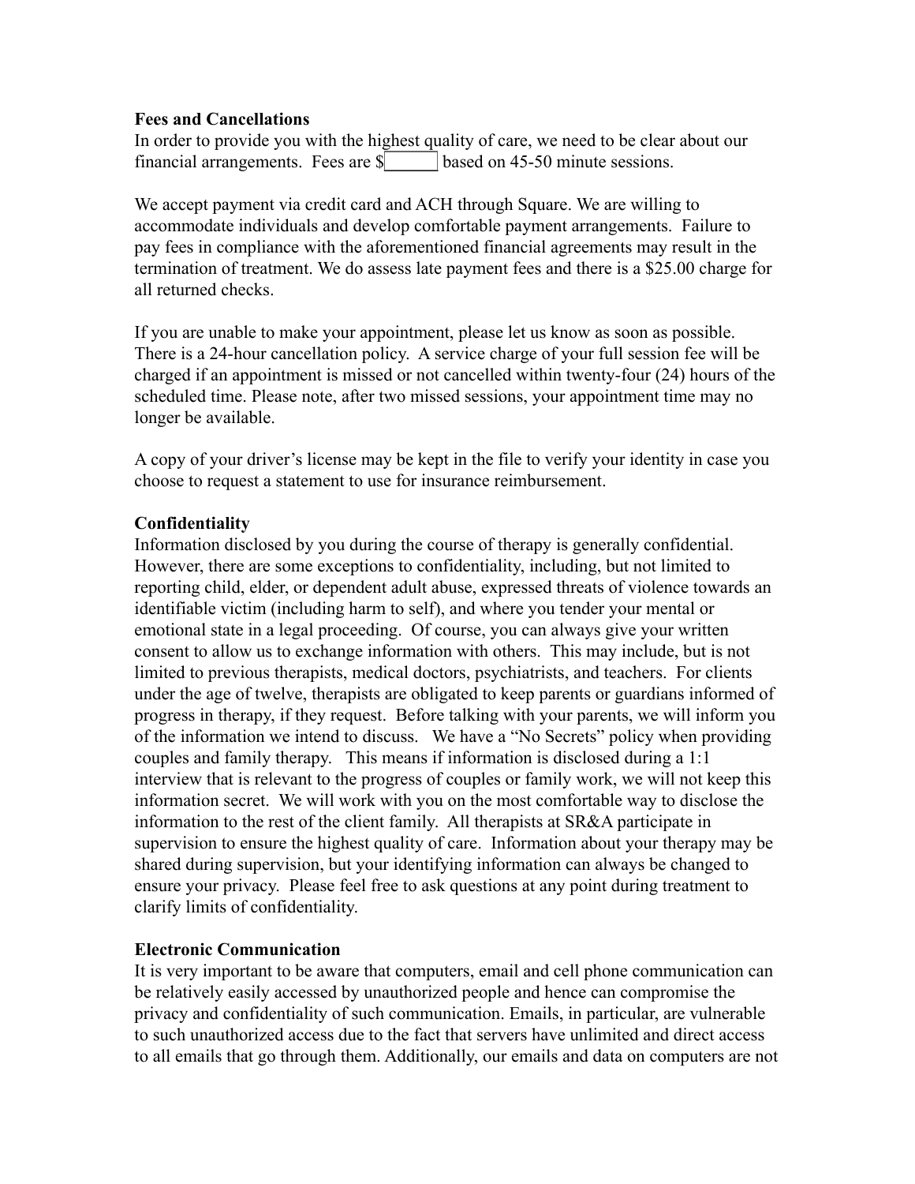**Fees and Cancellations**

In order to provide you with the highest quality of care, we need to be clear about our financial arrangements. Fees are $______ based on 45-50 minute sessions.

We accept payment via credit card and ACH through Square. We are willing to accommodate individuals and develop comfortable payment arrangements. Failure to pay fees in compliance with the aforementioned financial agreements may result in the termination of treatment. We do assess late payment fees and there is a $25.00 charge for all returned checks.

If you are unable to make your appointment, please let us know as soon as possible. There is a 24-hour cancellation policy. A service charge of your full session fee will be charged if an appointment is missed or not cancelled within twenty-four (24) hours of the scheduled time. Please note, after two missed sessions, your appointment time may no longer be available.

A copy of your driver's license may be kept in the file to verify your identity in case you choose to request a statement to use for insurance reimbursement.

**Confidentiality**

Information disclosed by you during the course of therapy is generally confidential. However, there are some exceptions to confidentiality, including, but not limited to reporting child, elder, or dependent adult abuse, expressed threats of violence towards an identifiable victim (including harm to self), and where you tender your mental or emotional state in a legal proceeding. Of course, you can always give your written consent to allow us to exchange information with others. This may include, but is not limited to previous therapists, medical doctors, psychiatrists, and teachers. For clients under the age of twelve, therapists are obligated to keep parents or guardians informed of progress in therapy, if they request. Before talking with your parents, we will inform you of the information we intend to discuss. We have a "No Secrets" policy when providing couples and family therapy. This means if information is disclosed during a 1:1 interview that is relevant to the progress of couples or family work, we will not keep this information secret. We will work with you on the most comfortable way to disclose the information to the rest of the client family. All therapists at SR&A participate in supervision to ensure the highest quality of care. Information about your therapy may be shared during supervision, but your identifying information can always be changed to ensure your privacy. Please feel free to ask questions at any point during treatment to clarify limits of confidentiality.

**Electronic Communication**

It is very important to be aware that computers, email and cell phone communication can be relatively easily accessed by unauthorized people and hence can compromise the privacy and confidentiality of such communication. Emails, in particular, are vulnerable to such unauthorized access due to the fact that servers have unlimited and direct access to all emails that go through them. Additionally, our emails and data on computers are not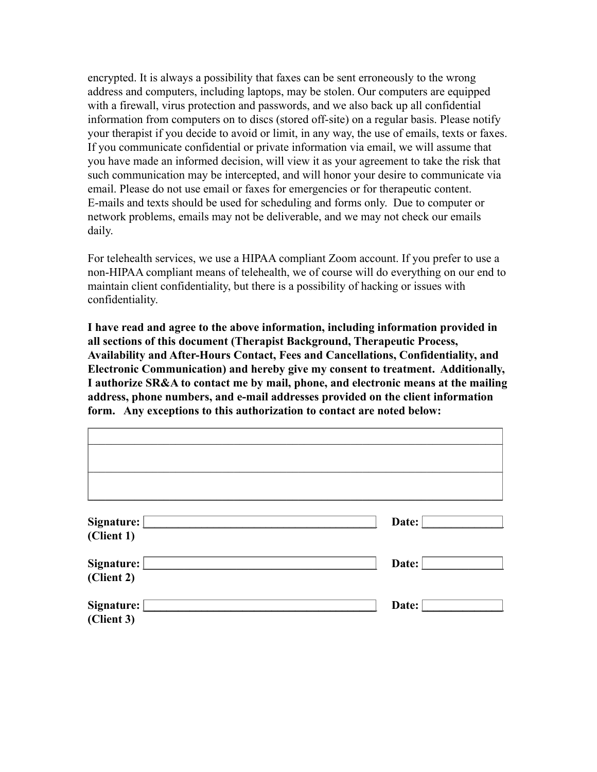encrypted. It is always a possibility that faxes can be sent erroneously to the wrong address and computers, including laptops, may be stolen. Our computers are equipped with a firewall, virus protection and passwords, and we also back up all confidential information from computers on to discs (stored off-site) on a regular basis. Please notify your therapist if you decide to avoid or limit, in any way, the use of emails, texts or faxes. If you communicate confidential or private information via email, we will assume that you have made an informed decision, will view it as your agreement to take the risk that such communication may be intercepted, and will honor your desire to communicate via email. Please do not use email or faxes for emergencies or for therapeutic content. E-mails and texts should be used for scheduling and forms only. Due to computer or network problems, emails may not be deliverable, and we may not check our emails daily.

For telehealth services, we use a HIPAA compliant Zoom account. If you prefer to use a non-HIPAA compliant means of telehealth, we of course will do everything on our end to maintain client confidentiality, but there is a possibility of hacking or issues with confidentiality.

**I have read and agree to the above information, including information provided in all sections of this document (Therapist Background, Therapeutic Process, Availability and After-Hours Contact, Fees and Cancellations, Confidentiality, and Electronic Communication) and hereby give my consent to treatment. Additionally, I authorize SR&A to contact me by mail, phone, and electronic means at the mailing address, phone numbers, and e-mail addresses provided on the client information form. Any exceptions to this authorization to contact are noted below:**

| |
|---|
| |
| |
| |

**Signature:** ________________________________________ **Date:** _____________
**(Client 1)**

**Signature:** ________________________________________ **Date:** _____________
**(Client 2)**

**Signature:** ________________________________________ **Date:** _____________
**(Client 3)**